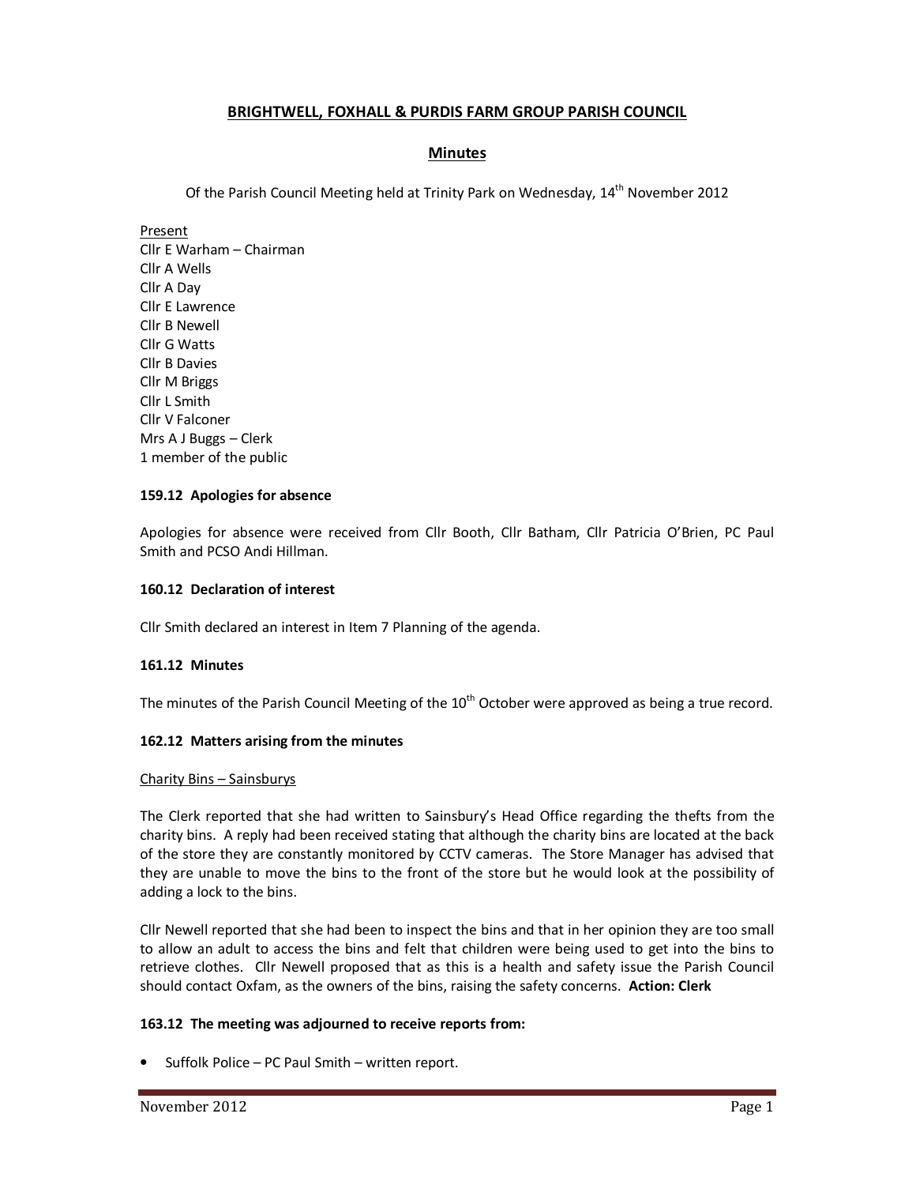# BRIGHTWELL, FOXHALL & PURDIS FARM GROUP PARISH COUNCIL

## Minutes

Of the Parish Council Meeting held at Trinity Park on Wednesday, 14th November 2012

Present
Cllr E Warham – Chairman
Cllr A Wells
Cllr A Day
Cllr E Lawrence
Cllr B Newell
Cllr G Watts
Cllr B Davies
Cllr M Briggs
Cllr L Smith
Cllr V Falconer
Mrs A J Buggs – Clerk
1 member of the public

**159.12 Apologies for absence**

Apologies for absence were received from Cllr Booth, Cllr Batham, Cllr Patricia O'Brien, PC Paul Smith and PCSO Andi Hillman.

**160.12 Declaration of interest**

Cllr Smith declared an interest in Item 7 Planning of the agenda.

**161.12 Minutes**

The minutes of the Parish Council Meeting of the 10th October were approved as being a true record.

**162.12 Matters arising from the minutes**

Charity Bins – Sainsburys

The Clerk reported that she had written to Sainsbury's Head Office regarding the thefts from the charity bins. A reply had been received stating that although the charity bins are located at the back of the store they are constantly monitored by CCTV cameras. The Store Manager has advised that they are unable to move the bins to the front of the store but he would look at the possibility of adding a lock to the bins.

Cllr Newell reported that she had been to inspect the bins and that in her opinion they are too small to allow an adult to access the bins and felt that children were being used to get into the bins to retrieve clothes. Cllr Newell proposed that as this is a health and safety issue the Parish Council should contact Oxfam, as the owners of the bins, raising the safety concerns. **Action: Clerk**

**163.12 The meeting was adjourned to receive reports from:**

- Suffolk Police – PC Paul Smith – written report.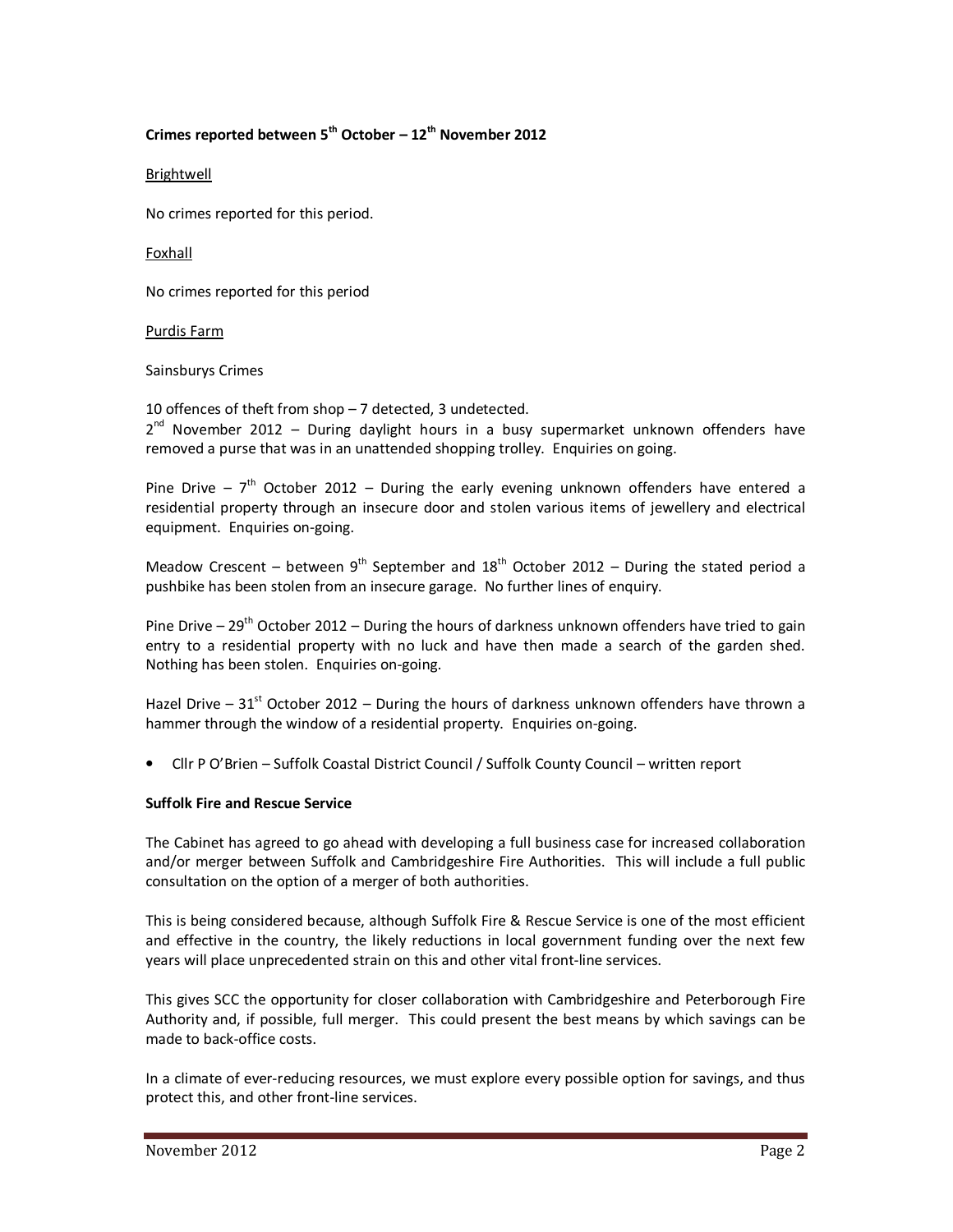**Crimes reported between 5th October – 12th November 2012**

Brightwell

No crimes reported for this period.

Foxhall

No crimes reported for this period

Purdis Farm

Sainsburys Crimes

10 offences of theft from shop – 7 detected, 3 undetected.
2nd November 2012 – During daylight hours in a busy supermarket unknown offenders have removed a purse that was in an unattended shopping trolley. Enquiries on going.

Pine Drive – 7th October 2012 – During the early evening unknown offenders have entered a residential property through an insecure door and stolen various items of jewellery and electrical equipment. Enquiries on-going.

Meadow Crescent – between 9th September and 18th October 2012 – During the stated period a pushbike has been stolen from an insecure garage. No further lines of enquiry.

Pine Drive – 29th October 2012 – During the hours of darkness unknown offenders have tried to gain entry to a residential property with no luck and have then made a search of the garden shed. Nothing has been stolen. Enquiries on-going.

Hazel Drive – 31st October 2012 – During the hours of darkness unknown offenders have thrown a hammer through the window of a residential property. Enquiries on-going.

- Cllr P O'Brien – Suffolk Coastal District Council / Suffolk County Council – written report

**Suffolk Fire and Rescue Service**

The Cabinet has agreed to go ahead with developing a full business case for increased collaboration and/or merger between Suffolk and Cambridgeshire Fire Authorities. This will include a full public consultation on the option of a merger of both authorities.

This is being considered because, although Suffolk Fire & Rescue Service is one of the most efficient and effective in the country, the likely reductions in local government funding over the next few years will place unprecedented strain on this and other vital front-line services.

This gives SCC the opportunity for closer collaboration with Cambridgeshire and Peterborough Fire Authority and, if possible, full merger. This could present the best means by which savings can be made to back-office costs.

In a climate of ever-reducing resources, we must explore every possible option for savings, and thus protect this, and other front-line services.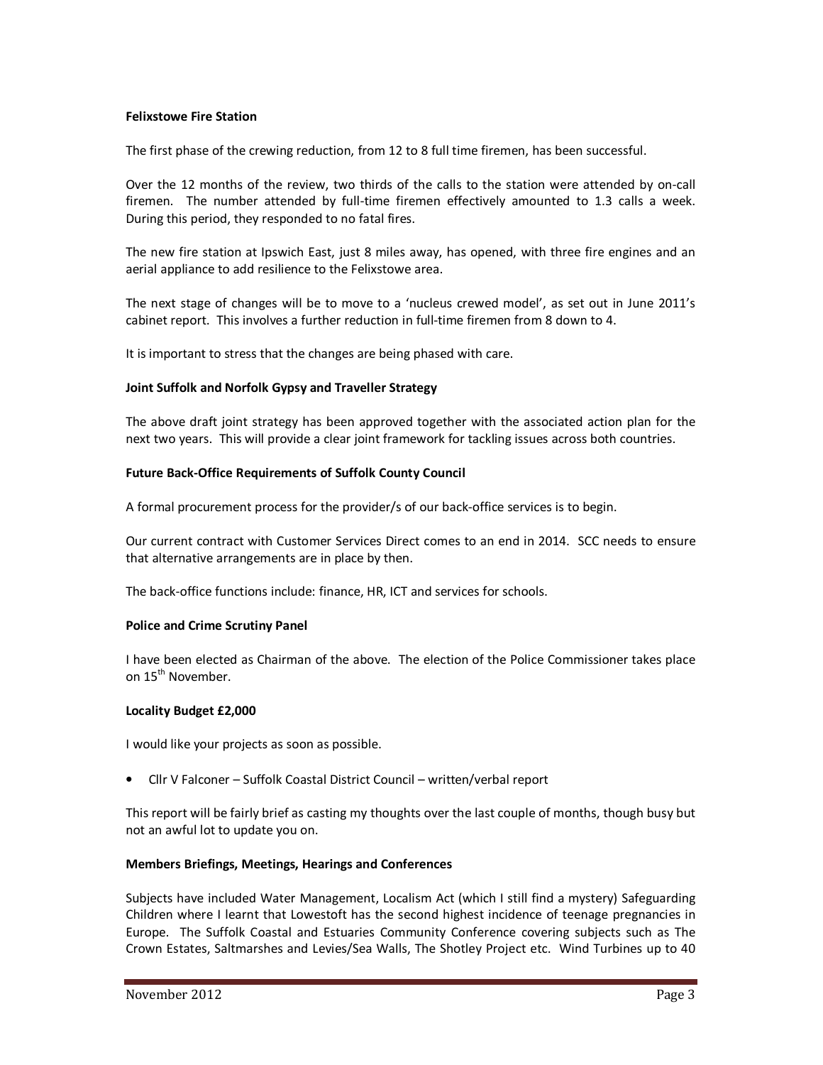**Felixstowe Fire Station**

The first phase of the crewing reduction, from 12 to 8 full time firemen, has been successful.

Over the 12 months of the review, two thirds of the calls to the station were attended by on-call firemen. The number attended by full-time firemen effectively amounted to 1.3 calls a week. During this period, they responded to no fatal fires.

The new fire station at Ipswich East, just 8 miles away, has opened, with three fire engines and an aerial appliance to add resilience to the Felixstowe area.

The next stage of changes will be to move to a 'nucleus crewed model', as set out in June 2011's cabinet report. This involves a further reduction in full-time firemen from 8 down to 4.

It is important to stress that the changes are being phased with care.

**Joint Suffolk and Norfolk Gypsy and Traveller Strategy**

The above draft joint strategy has been approved together with the associated action plan for the next two years. This will provide a clear joint framework for tackling issues across both countries.

**Future Back-Office Requirements of Suffolk County Council**

A formal procurement process for the provider/s of our back-office services is to begin.

Our current contract with Customer Services Direct comes to an end in 2014. SCC needs to ensure that alternative arrangements are in place by then.

The back-office functions include: finance, HR, ICT and services for schools.

**Police and Crime Scrutiny Panel**

I have been elected as Chairman of the above. The election of the Police Commissioner takes place on 15th November.

**Locality Budget £2,000**

I would like your projects as soon as possible.

- Cllr V Falconer – Suffolk Coastal District Council – written/verbal report

This report will be fairly brief as casting my thoughts over the last couple of months, though busy but not an awful lot to update you on.

**Members Briefings, Meetings, Hearings and Conferences**

Subjects have included Water Management, Localism Act (which I still find a mystery) Safeguarding Children where I learnt that Lowestoft has the second highest incidence of teenage pregnancies in Europe. The Suffolk Coastal and Estuaries Community Conference covering subjects such as The Crown Estates, Saltmarshes and Levies/Sea Walls, The Shotley Project etc. Wind Turbines up to 40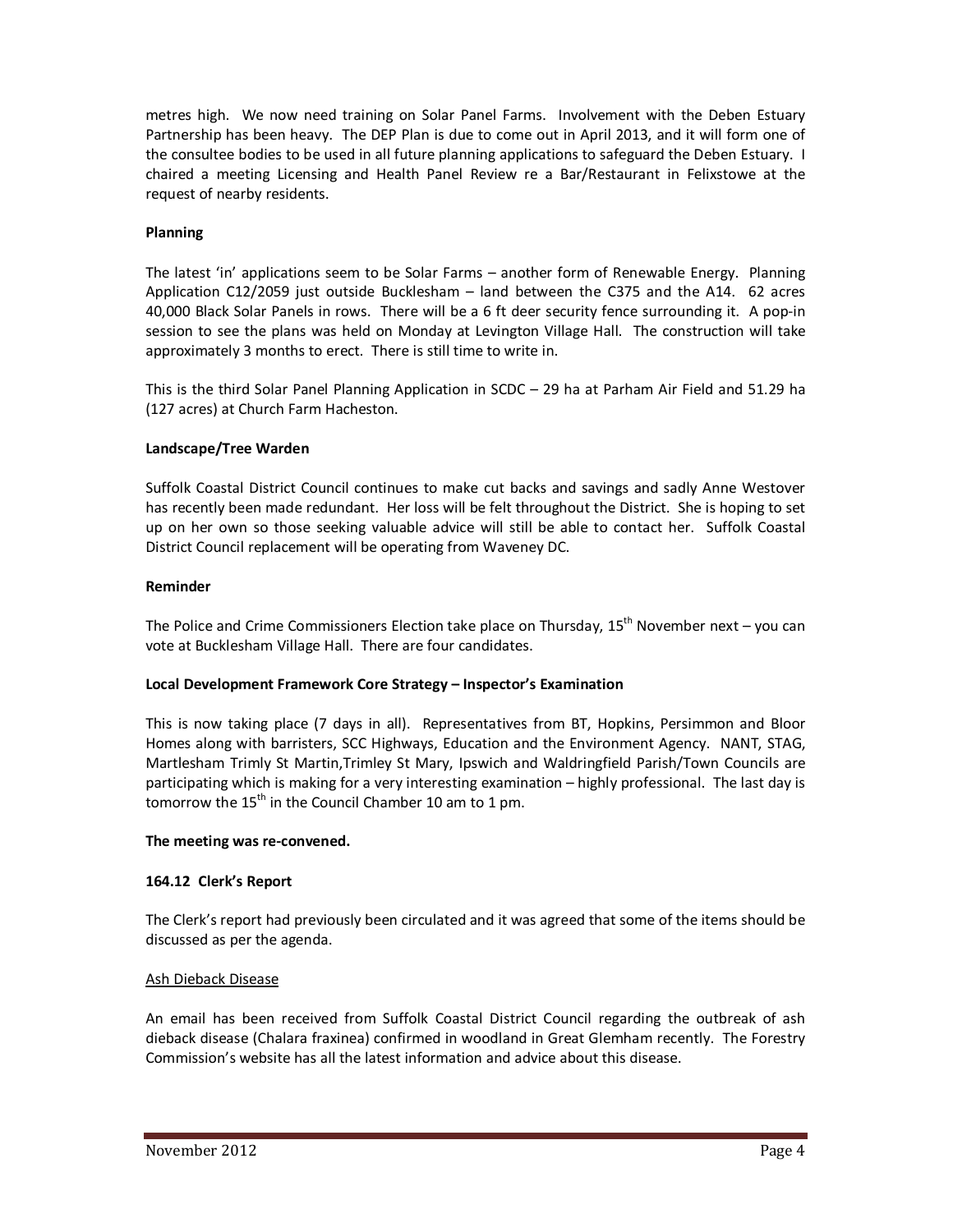metres high. We now need training on Solar Panel Farms. Involvement with the Deben Estuary Partnership has been heavy. The DEP Plan is due to come out in April 2013, and it will form one of the consultee bodies to be used in all future planning applications to safeguard the Deben Estuary. I chaired a meeting Licensing and Health Panel Review re a Bar/Restaurant in Felixstowe at the request of nearby residents.

**Planning**

The latest 'in' applications seem to be Solar Farms – another form of Renewable Energy. Planning Application C12/2059 just outside Bucklesham – land between the C375 and the A14. 62 acres 40,000 Black Solar Panels in rows. There will be a 6 ft deer security fence surrounding it. A pop-in session to see the plans was held on Monday at Levington Village Hall. The construction will take approximately 3 months to erect. There is still time to write in.

This is the third Solar Panel Planning Application in SCDC – 29 ha at Parham Air Field and 51.29 ha (127 acres) at Church Farm Hacheston.

**Landscape/Tree Warden**

Suffolk Coastal District Council continues to make cut backs and savings and sadly Anne Westover has recently been made redundant. Her loss will be felt throughout the District. She is hoping to set up on her own so those seeking valuable advice will still be able to contact her. Suffolk Coastal District Council replacement will be operating from Waveney DC.

**Reminder**

The Police and Crime Commissioners Election take place on Thursday, 15th November next – you can vote at Bucklesham Village Hall. There are four candidates.

**Local Development Framework Core Strategy – Inspector's Examination**

This is now taking place (7 days in all). Representatives from BT, Hopkins, Persimmon and Bloor Homes along with barristers, SCC Highways, Education and the Environment Agency. NANT, STAG, Martlesham Trimly St Martin,Trimley St Mary, Ipswich and Waldringfield Parish/Town Councils are participating which is making for a very interesting examination – highly professional. The last day is tomorrow the 15th in the Council Chamber 10 am to 1 pm.

**The meeting was re-convened.**

**164.12 Clerk's Report**

The Clerk's report had previously been circulated and it was agreed that some of the items should be discussed as per the agenda.

<u>Ash Dieback Disease</u>

An email has been received from Suffolk Coastal District Council regarding the outbreak of ash dieback disease (Chalara fraxinea) confirmed in woodland in Great Glemham recently. The Forestry Commission's website has all the latest information and advice about this disease.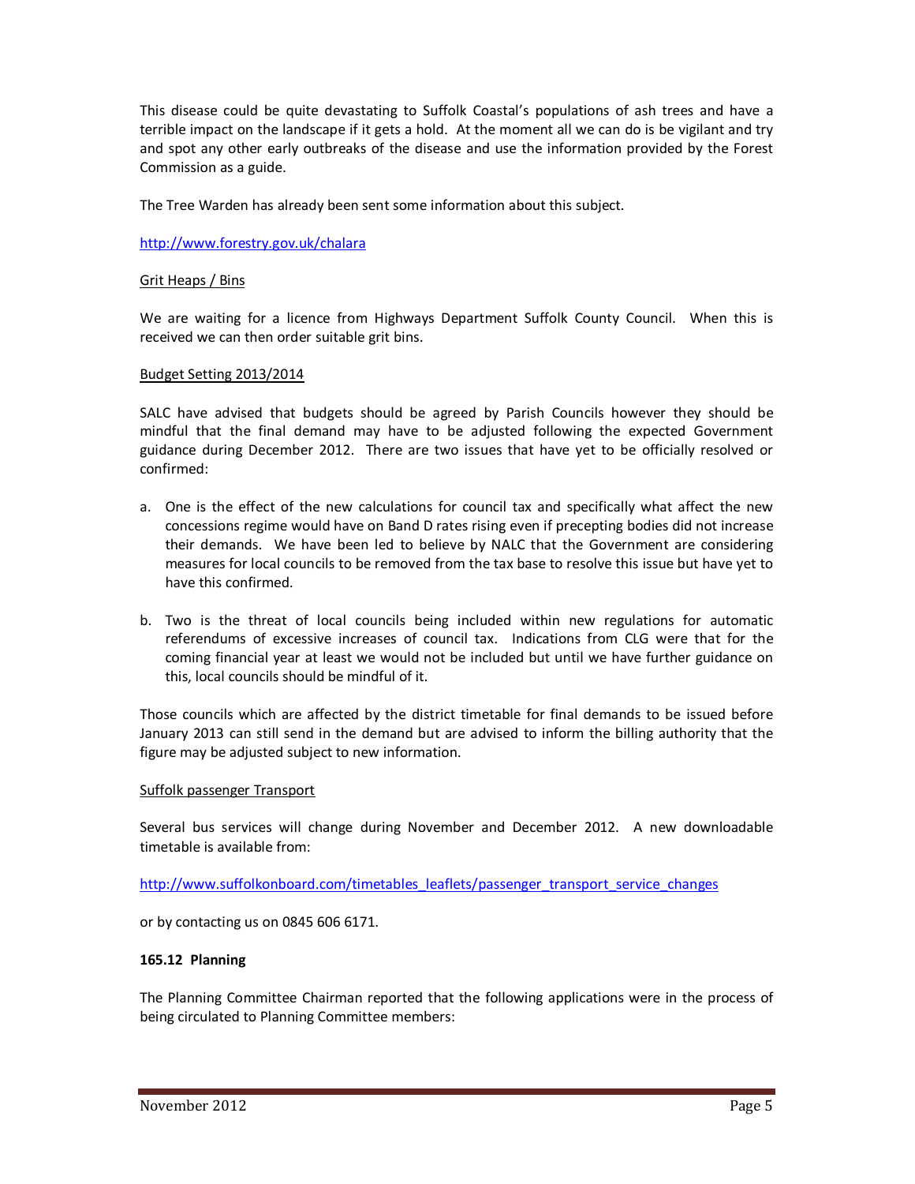This disease could be quite devastating to Suffolk Coastal's populations of ash trees and have a terrible impact on the landscape if it gets a hold. At the moment all we can do is be vigilant and try and spot any other early outbreaks of the disease and use the information provided by the Forest Commission as a guide.

The Tree Warden has already been sent some information about this subject.

http://www.forestry.gov.uk/chalara

Grit Heaps / Bins

We are waiting for a licence from Highways Department Suffolk County Council. When this is received we can then order suitable grit bins.

Budget Setting 2013/2014

SALC have advised that budgets should be agreed by Parish Councils however they should be mindful that the final demand may have to be adjusted following the expected Government guidance during December 2012. There are two issues that have yet to be officially resolved or confirmed:

a. One is the effect of the new calculations for council tax and specifically what affect the new concessions regime would have on Band D rates rising even if precepting bodies did not increase their demands. We have been led to believe by NALC that the Government are considering measures for local councils to be removed from the tax base to resolve this issue but have yet to have this confirmed.

b. Two is the threat of local councils being included within new regulations for automatic referendums of excessive increases of council tax. Indications from CLG were that for the coming financial year at least we would not be included but until we have further guidance on this, local councils should be mindful of it.

Those councils which are affected by the district timetable for final demands to be issued before January 2013 can still send in the demand but are advised to inform the billing authority that the figure may be adjusted subject to new information.

Suffolk passenger Transport

Several bus services will change during November and December 2012. A new downloadable timetable is available from:

http://www.suffolkonboard.com/timetables_leaflets/passenger_transport_service_changes

or by contacting us on 0845 606 6171.

**165.12 Planning**

The Planning Committee Chairman reported that the following applications were in the process of being circulated to Planning Committee members: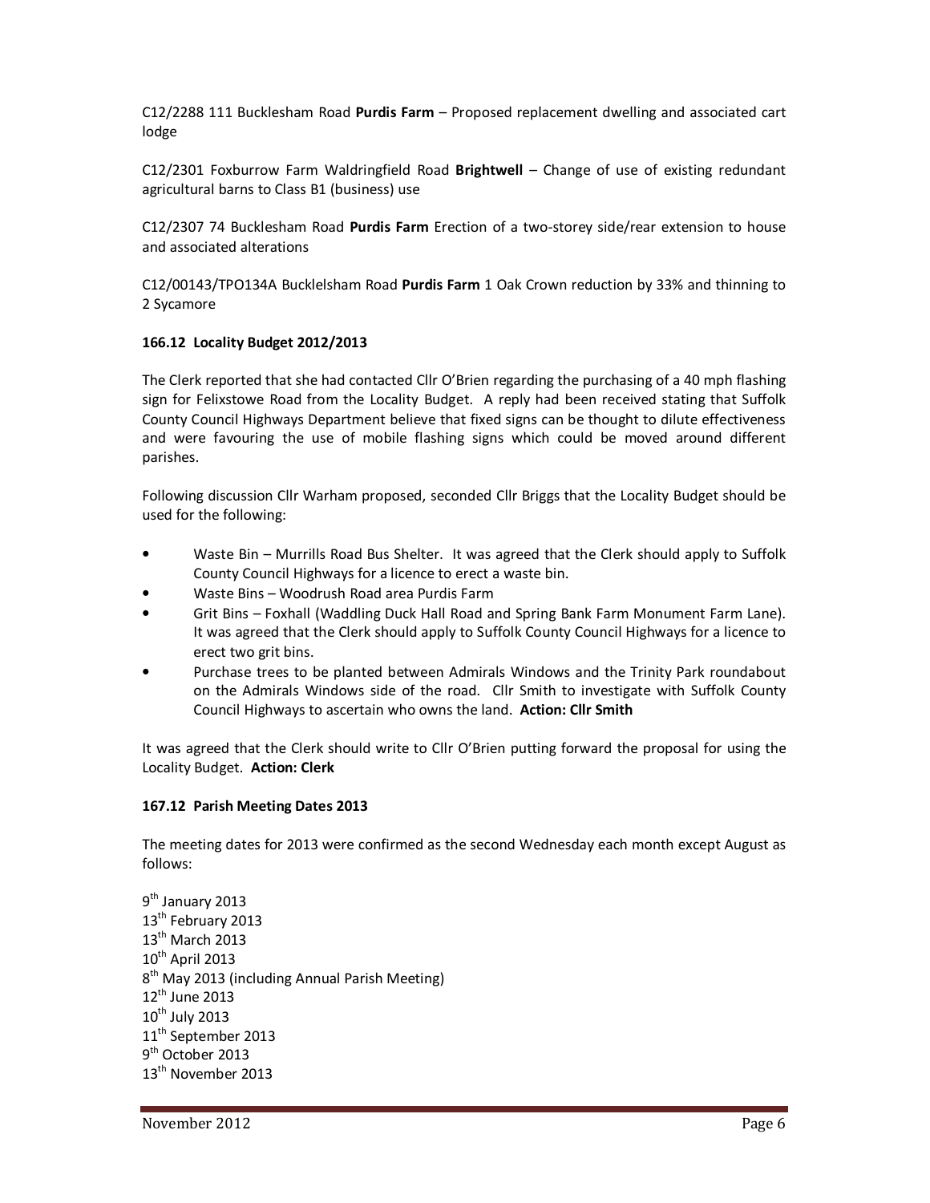C12/2288 111 Bucklesham Road **Purdis Farm** – Proposed replacement dwelling and associated cart lodge

C12/2301 Foxburrow Farm Waldringfield Road **Brightwell** – Change of use of existing redundant agricultural barns to Class B1 (business) use

C12/2307 74 Bucklesham Road **Purdis Farm** Erection of a two-storey side/rear extension to house and associated alterations

C12/00143/TPO134A Bucklelsham Road **Purdis Farm** 1 Oak Crown reduction by 33% and thinning to 2 Sycamore

**166.12 Locality Budget 2012/2013**

The Clerk reported that she had contacted Cllr O'Brien regarding the purchasing of a 40 mph flashing sign for Felixstowe Road from the Locality Budget. A reply had been received stating that Suffolk County Council Highways Department believe that fixed signs can be thought to dilute effectiveness and were favouring the use of mobile flashing signs which could be moved around different parishes.

Following discussion Cllr Warham proposed, seconded Cllr Briggs that the Locality Budget should be used for the following:

- Waste Bin – Murrills Road Bus Shelter. It was agreed that the Clerk should apply to Suffolk County Council Highways for a licence to erect a waste bin.
- Waste Bins – Woodrush Road area Purdis Farm
- Grit Bins – Foxhall (Waddling Duck Hall Road and Spring Bank Farm Monument Farm Lane). It was agreed that the Clerk should apply to Suffolk County Council Highways for a licence to erect two grit bins.
- Purchase trees to be planted between Admirals Windows and the Trinity Park roundabout on the Admirals Windows side of the road. Cllr Smith to investigate with Suffolk County Council Highways to ascertain who owns the land. **Action: Cllr Smith**

It was agreed that the Clerk should write to Cllr O'Brien putting forward the proposal for using the Locality Budget. **Action: Clerk**

**167.12 Parish Meeting Dates 2013**

The meeting dates for 2013 were confirmed as the second Wednesday each month except August as follows:

9th January 2013
13th February 2013
13th March 2013
10th April 2013
8th May 2013 (including Annual Parish Meeting)
12th June 2013
10th July 2013
11th September 2013
9th October 2013
13th November 2013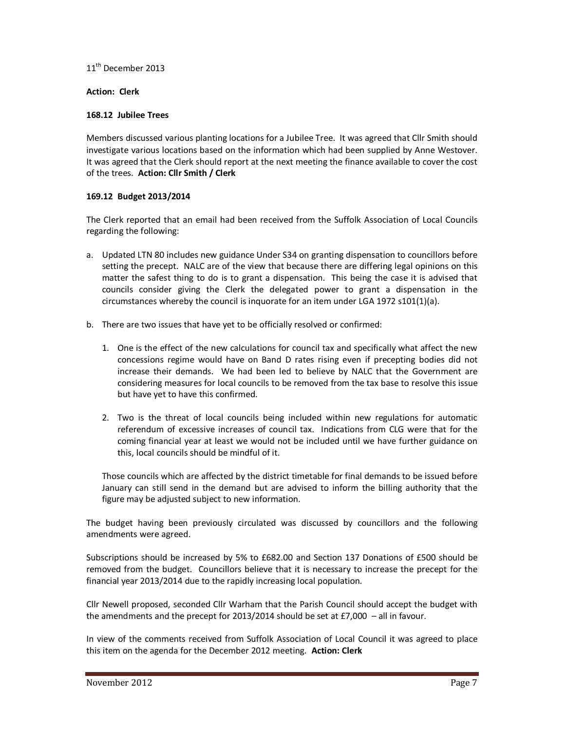11th December 2013

**Action: Clerk**

**168.12 Jubilee Trees**

Members discussed various planting locations for a Jubilee Tree. It was agreed that Cllr Smith should investigate various locations based on the information which had been supplied by Anne Westover. It was agreed that the Clerk should report at the next meeting the finance available to cover the cost of the trees. **Action: Cllr Smith / Clerk**

**169.12 Budget 2013/2014**

The Clerk reported that an email had been received from the Suffolk Association of Local Councils regarding the following:

a. Updated LTN 80 includes new guidance Under S34 on granting dispensation to councillors before setting the precept. NALC are of the view that because there are differing legal opinions on this matter the safest thing to do is to grant a dispensation. This being the case it is advised that councils consider giving the Clerk the delegated power to grant a dispensation in the circumstances whereby the council is inquorate for an item under LGA 1972 s101(1)(a).

b. There are two issues that have yet to be officially resolved or confirmed:

   1. One is the effect of the new calculations for council tax and specifically what affect the new concessions regime would have on Band D rates rising even if precepting bodies did not increase their demands. We had been led to believe by NALC that the Government are considering measures for local councils to be removed from the tax base to resolve this issue but have yet to have this confirmed.

   2. Two is the threat of local councils being included within new regulations for automatic referendum of excessive increases of council tax. Indications from CLG were that for the coming financial year at least we would not be included until we have further guidance on this, local councils should be mindful of it.

   Those councils which are affected by the district timetable for final demands to be issued before January can still send in the demand but are advised to inform the billing authority that the figure may be adjusted subject to new information.

The budget having been previously circulated was discussed by councillors and the following amendments were agreed.

Subscriptions should be increased by 5% to £682.00 and Section 137 Donations of £500 should be removed from the budget. Councillors believe that it is necessary to increase the precept for the financial year 2013/2014 due to the rapidly increasing local population.

Cllr Newell proposed, seconded Cllr Warham that the Parish Council should accept the budget with the amendments and the precept for 2013/2014 should be set at £7,000 – all in favour.

In view of the comments received from Suffolk Association of Local Council it was agreed to place this item on the agenda for the December 2012 meeting. **Action: Clerk**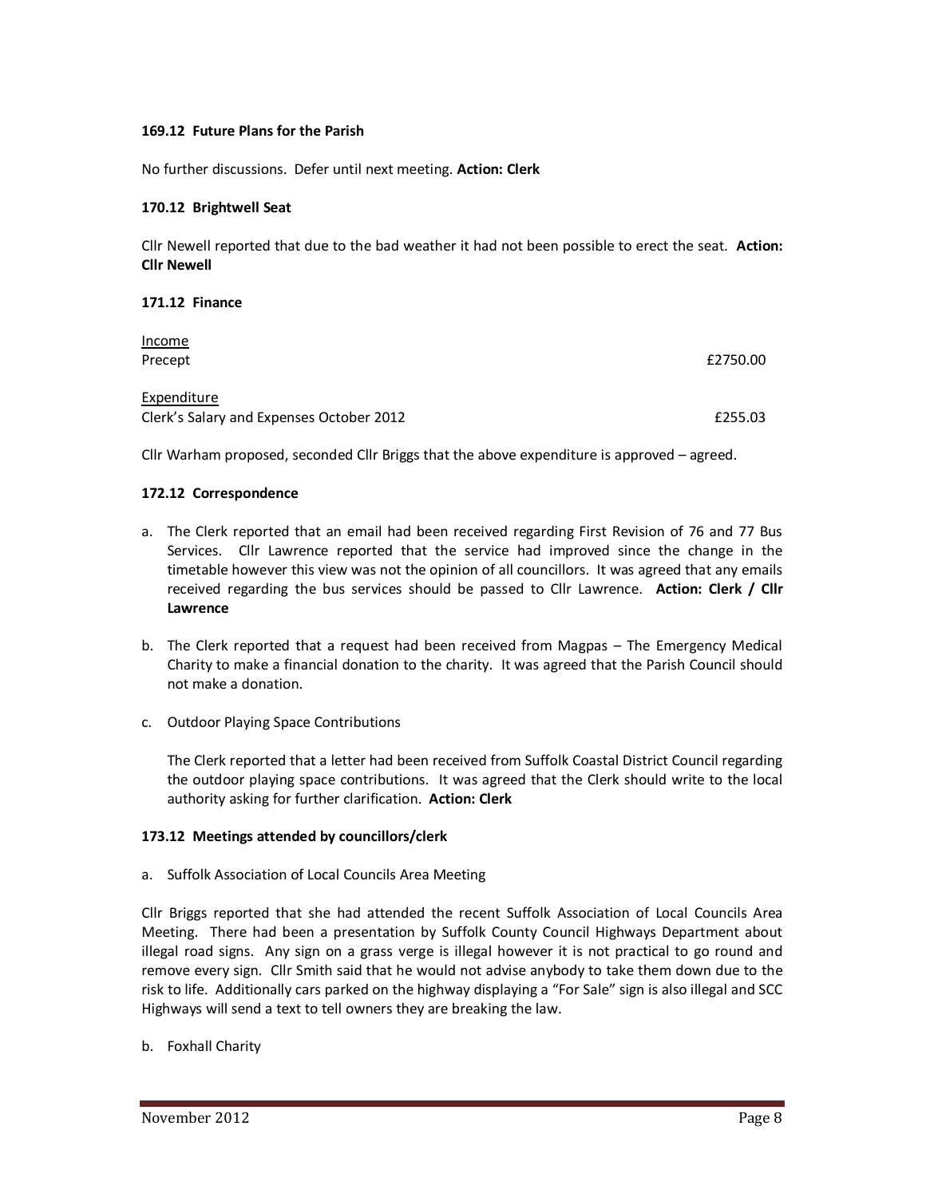**169.12 Future Plans for the Parish**

No further discussions. Defer until next meeting. **Action: Clerk**

**170.12 Brightwell Seat**

Cllr Newell reported that due to the bad weather it had not been possible to erect the seat. **Action: Cllr Newell**

**171.12 Finance**

| Income | |
|---|---|
| Precept | £2750.00 |
| **Expenditure** | |
| Clerk's Salary and Expenses October 2012 | £255.03 |

Cllr Warham proposed, seconded Cllr Briggs that the above expenditure is approved – agreed.

**172.12 Correspondence**

a. The Clerk reported that an email had been received regarding First Revision of 76 and 77 Bus Services. Cllr Lawrence reported that the service had improved since the change in the timetable however this view was not the opinion of all councillors. It was agreed that any emails received regarding the bus services should be passed to Cllr Lawrence. **Action: Clerk / Cllr Lawrence**

b. The Clerk reported that a request had been received from Magpas – The Emergency Medical Charity to make a financial donation to the charity. It was agreed that the Parish Council should not make a donation.

c. Outdoor Playing Space Contributions

   The Clerk reported that a letter had been received from Suffolk Coastal District Council regarding the outdoor playing space contributions. It was agreed that the Clerk should write to the local authority asking for further clarification. **Action: Clerk**

**173.12 Meetings attended by councillors/clerk**

a. Suffolk Association of Local Councils Area Meeting

Cllr Briggs reported that she had attended the recent Suffolk Association of Local Councils Area Meeting. There had been a presentation by Suffolk County Council Highways Department about illegal road signs. Any sign on a grass verge is illegal however it is not practical to go round and remove every sign. Cllr Smith said that he would not advise anybody to take them down due to the risk to life. Additionally cars parked on the highway displaying a "For Sale" sign is also illegal and SCC Highways will send a text to tell owners they are breaking the law.

b. Foxhall Charity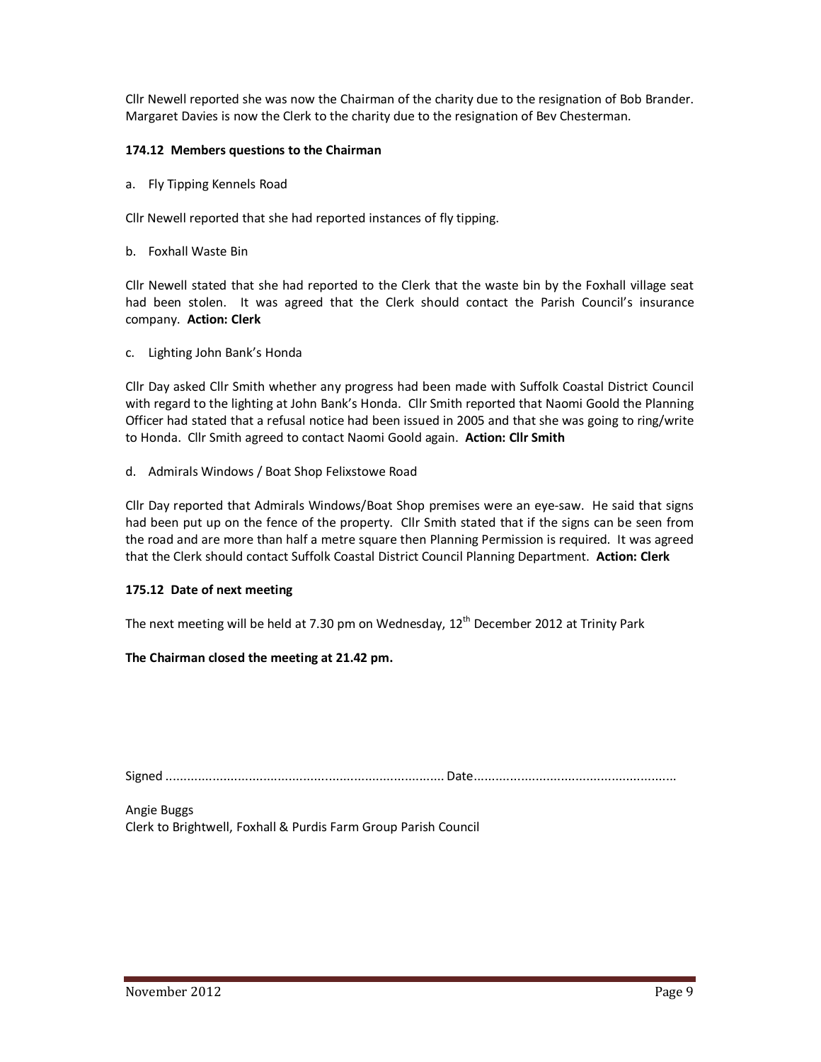Cllr Newell reported she was now the Chairman of the charity due to the resignation of Bob Brander. Margaret Davies is now the Clerk to the charity due to the resignation of Bev Chesterman.

**174.12 Members questions to the Chairman**

a. Fly Tipping Kennels Road

Cllr Newell reported that she had reported instances of fly tipping.

b. Foxhall Waste Bin

Cllr Newell stated that she had reported to the Clerk that the waste bin by the Foxhall village seat had been stolen. It was agreed that the Clerk should contact the Parish Council's insurance company. **Action: Clerk**

c. Lighting John Bank's Honda

Cllr Day asked Cllr Smith whether any progress had been made with Suffolk Coastal District Council with regard to the lighting at John Bank's Honda. Cllr Smith reported that Naomi Goold the Planning Officer had stated that a refusal notice had been issued in 2005 and that she was going to ring/write to Honda. Cllr Smith agreed to contact Naomi Goold again. **Action: Cllr Smith**

d. Admirals Windows / Boat Shop Felixstowe Road

Cllr Day reported that Admirals Windows/Boat Shop premises were an eye-saw. He said that signs had been put up on the fence of the property. Cllr Smith stated that if the signs can be seen from the road and are more than half a metre square then Planning Permission is required. It was agreed that the Clerk should contact Suffolk Coastal District Council Planning Department. **Action: Clerk**

**175.12 Date of next meeting**

The next meeting will be held at 7.30 pm on Wednesday, 12th December 2012 at Trinity Park

**The Chairman closed the meeting at 21.42 pm.**

Signed ............................................................................ Date........................................................

Angie Buggs
Clerk to Brightwell, Foxhall & Purdis Farm Group Parish Council